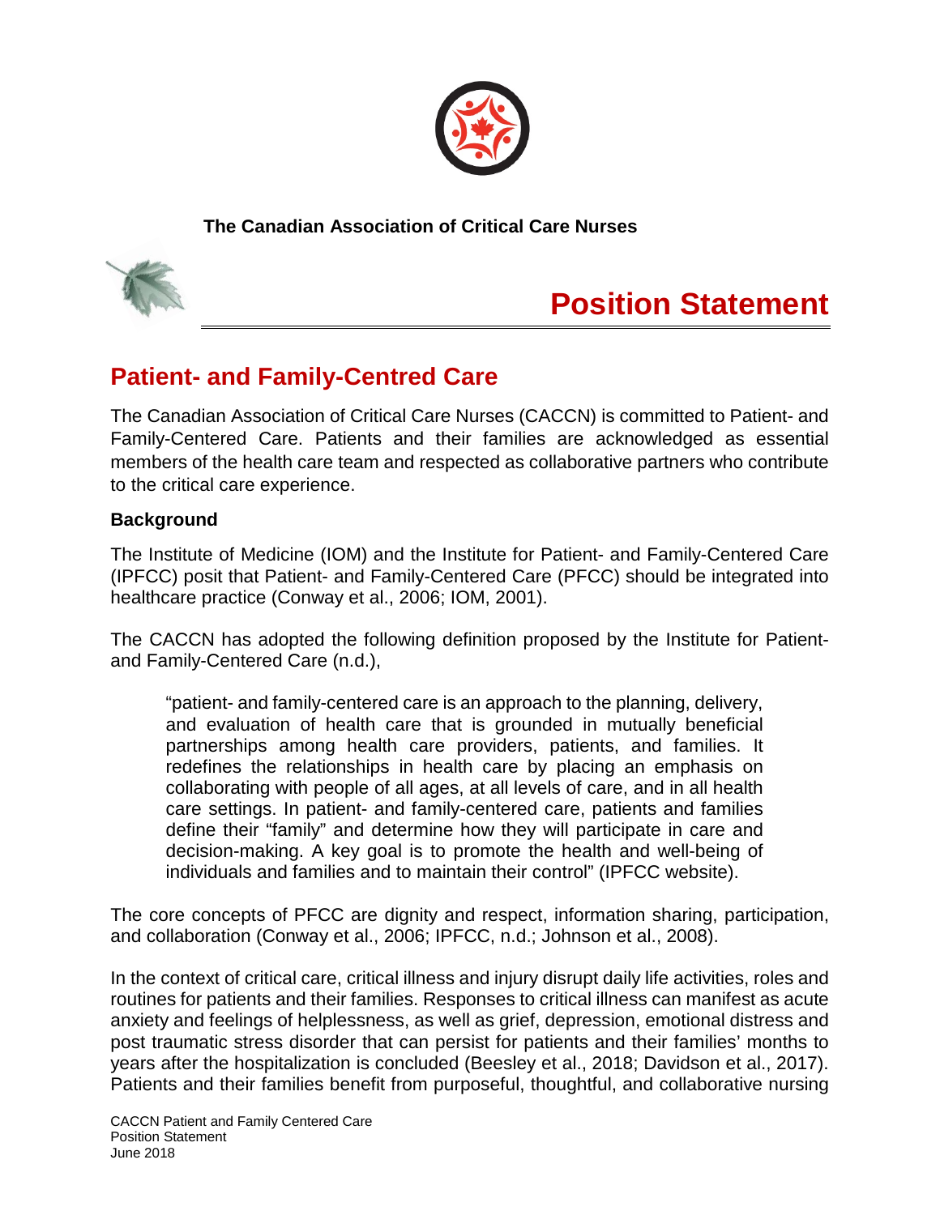**The Canadian Association of Critical Care Nurses**

# Position Statement

## Patient- and Family-Centred Care

The Canadian Association of Critical Care Nurses (CACCN) is committed to Patient- and Family-Centered Care. Patients and their families are acknowledged as essential members of the health care team and respected as collaborative partners who contribute to the critical care experience.

### Background

The Institute of Medicine (IOM) and the Institute for Patient- and Family-Centered Care (IPFCC) posit that Patient- and Family-Centered Care (PFCC) should be integrated into healthcare practice (Conway et al., 2006; IOM, 2001).

The CACCN has adopted the following definition proposed by the Institute for Patient- and Family-Centered Care (n.d.),

> "patient- and family-centered care is an approach to the planning, delivery, and evaluation of health care that is grounded in mutually beneficial partnerships among health care providers, patients, and families. It redefines the relationships in health care by placing an emphasis on collaborating with people of all ages, at all levels of care, and in all health care settings. In patient- and family-centered care, patients and families define their "family" and determine how they will participate in care and decision-making. A key goal is to promote the health and well-being of individuals and families and to maintain their control" (IPFCC website).

The core concepts of PFCC are dignity and respect, information sharing, participation, and collaboration (Conway et al., 2006; IPFCC, n.d.; Johnson et al., 2008).

In the context of critical care, critical illness and injury disrupt daily life activities, roles and routines for patients and their families. Responses to critical illness can manifest as acute anxiety and feelings of helplessness, as well as grief, depression, emotional distress and post traumatic stress disorder that can persist for patients and their families' months to years after the hospitalization is concluded (Beesley et al., 2018; Davidson et al., 2017). Patients and their families benefit from purposeful, thoughtful, and collaborative nursing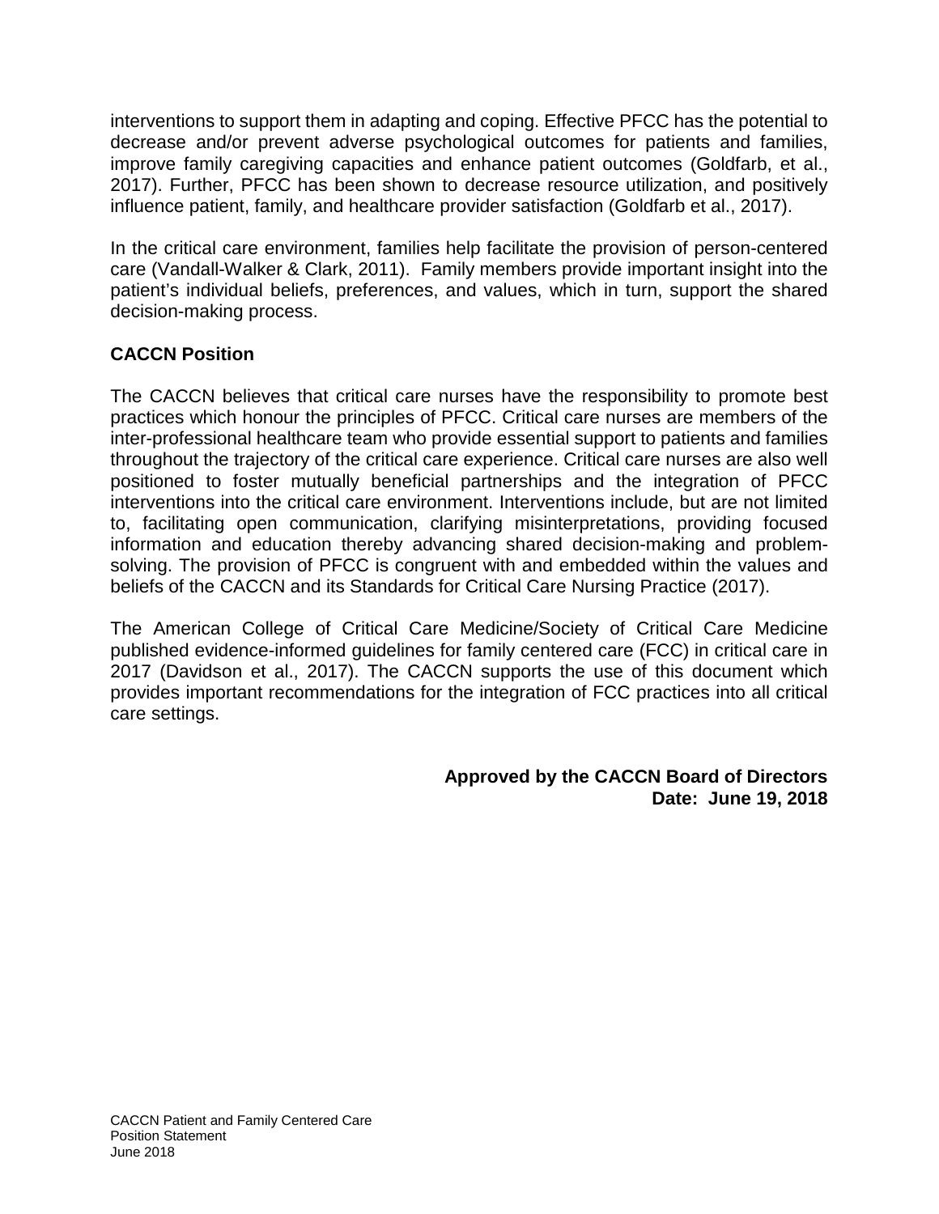interventions to support them in adapting and coping. Effective PFCC has the potential to decrease and/or prevent adverse psychological outcomes for patients and families, improve family caregiving capacities and enhance patient outcomes (Goldfarb, et al., 2017). Further, PFCC has been shown to decrease resource utilization, and positively influence patient, family, and healthcare provider satisfaction (Goldfarb et al., 2017).

In the critical care environment, families help facilitate the provision of person-centered care (Vandall-Walker & Clark, 2011). Family members provide important insight into the patient's individual beliefs, preferences, and values, which in turn, support the shared decision-making process.

**CACCN Position**

The CACCN believes that critical care nurses have the responsibility to promote best practices which honour the principles of PFCC. Critical care nurses are members of the inter-professional healthcare team who provide essential support to patients and families throughout the trajectory of the critical care experience. Critical care nurses are also well positioned to foster mutually beneficial partnerships and the integration of PFCC interventions into the critical care environment. Interventions include, but are not limited to, facilitating open communication, clarifying misinterpretations, providing focused information and education thereby advancing shared decision-making and problem-solving. The provision of PFCC is congruent with and embedded within the values and beliefs of the CACCN and its Standards for Critical Care Nursing Practice (2017).

The American College of Critical Care Medicine/Society of Critical Care Medicine published evidence-informed guidelines for family centered care (FCC) in critical care in 2017 (Davidson et al., 2017). The CACCN supports the use of this document which provides important recommendations for the integration of FCC practices into all critical care settings.

**Approved by the CACCN Board of Directors**
**Date: June 19, 2018**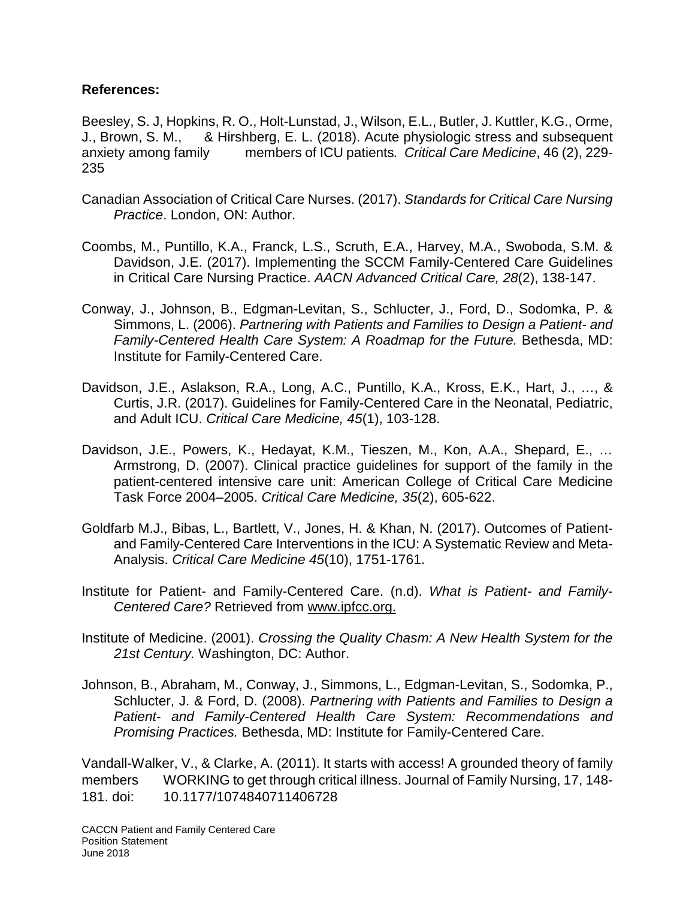**References:**

Beesley, S. J, Hopkins, R. O., Holt-Lunstad, J., Wilson, E.L., Butler, J. Kuttler, K.G., Orme, J., Brown, S. M., & Hirshberg, E. L. (2018). Acute physiologic stress and subsequent anxiety among family members of ICU patients. *Critical Care Medicine*, 46 (2), 229-235

Canadian Association of Critical Care Nurses. (2017). *Standards for Critical Care Nursing Practice*. London, ON: Author.

Coombs, M., Puntillo, K.A., Franck, L.S., Scruth, E.A., Harvey, M.A., Swoboda, S.M. & Davidson, J.E. (2017). Implementing the SCCM Family-Centered Care Guidelines in Critical Care Nursing Practice. *AACN Advanced Critical Care, 28*(2), 138-147.

Conway, J., Johnson, B., Edgman-Levitan, S., Schlucter, J., Ford, D., Sodomka, P. & Simmons, L. (2006). *Partnering with Patients and Families to Design a Patient- and Family-Centered Health Care System: A Roadmap for the Future.* Bethesda, MD: Institute for Family-Centered Care.

Davidson, J.E., Aslakson, R.A., Long, A.C., Puntillo, K.A., Kross, E.K., Hart, J., …, & Curtis, J.R. (2017). Guidelines for Family-Centered Care in the Neonatal, Pediatric, and Adult ICU. *Critical Care Medicine, 45*(1), 103-128.

Davidson, J.E., Powers, K., Hedayat, K.M., Tieszen, M., Kon, A.A., Shepard, E., … Armstrong, D. (2007). Clinical practice guidelines for support of the family in the patient-centered intensive care unit: American College of Critical Care Medicine Task Force 2004–2005. *Critical Care Medicine, 35*(2), 605-622.

Goldfarb M.J., Bibas, L., Bartlett, V., Jones, H. & Khan, N. (2017). Outcomes of Patient- and Family-Centered Care Interventions in the ICU: A Systematic Review and Meta-Analysis. *Critical Care Medicine 45*(10), 1751-1761.

Institute for Patient- and Family-Centered Care. (n.d). *What is Patient- and Family-Centered Care?* Retrieved from www.ipfcc.org.

Institute of Medicine. (2001). *Crossing the Quality Chasm: A New Health System for the 21st Century.* Washington, DC: Author.

Johnson, B., Abraham, M., Conway, J., Simmons, L., Edgman-Levitan, S., Sodomka, P., Schlucter, J. & Ford, D. (2008). *Partnering with Patients and Families to Design a Patient- and Family-Centered Health Care System: Recommendations and Promising Practices.* Bethesda, MD: Institute for Family-Centered Care.

Vandall-Walker, V., & Clarke, A. (2011). It starts with access! A grounded theory of family members WORKING to get through critical illness. Journal of Family Nursing, 17, 148-181. doi: 10.1177/1074840711406728

CACCN Patient and Family Centered Care
Position Statement
June 2018